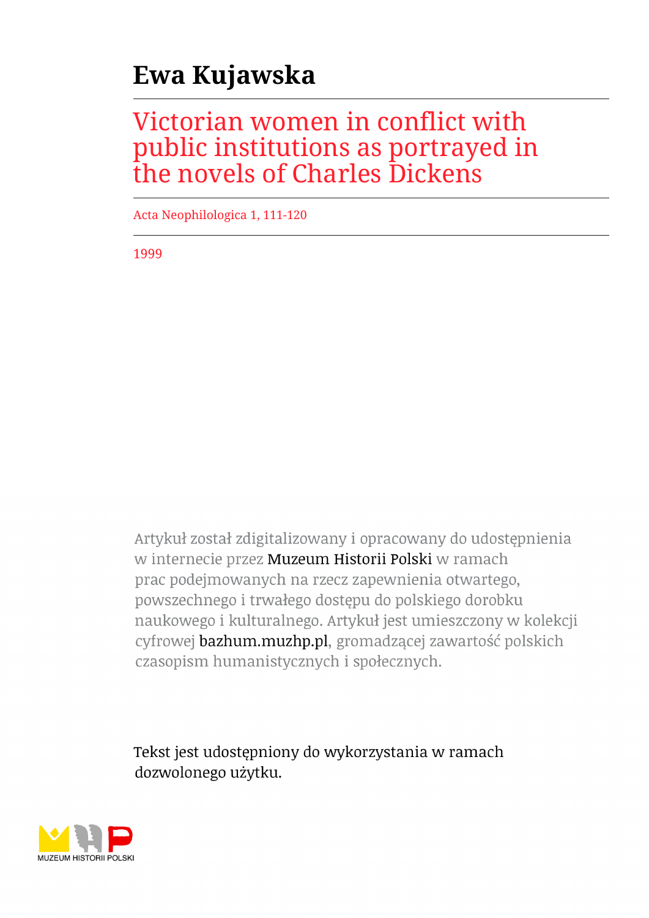# Ewa Kujawska

## Victorian women in conflict with public institutions as portrayed in the novels of Charles Dickens

Acta Neophilologica 1, 111-120

1999

Artykuł został zdigitalizowany i opracowany do udostępnienia w internecie przez Muzeum Historii Polski w ramach prac podejmowanych na rzecz zapewnienia otwartego, powszechnego i trwałego dostępu do polskiego dorobku naukowego i kulturalnego. Artykuł jest umieszczony w kolekcji cyfrowej bazhum.muzhp.pl, gromadzącej zawartość polskich czasopism humanistycznych i społecznych.

Tekst jest udostępniony do wykorzystania w ramach dozwolonego użytku.

MUZEUM HISTORII POLSKI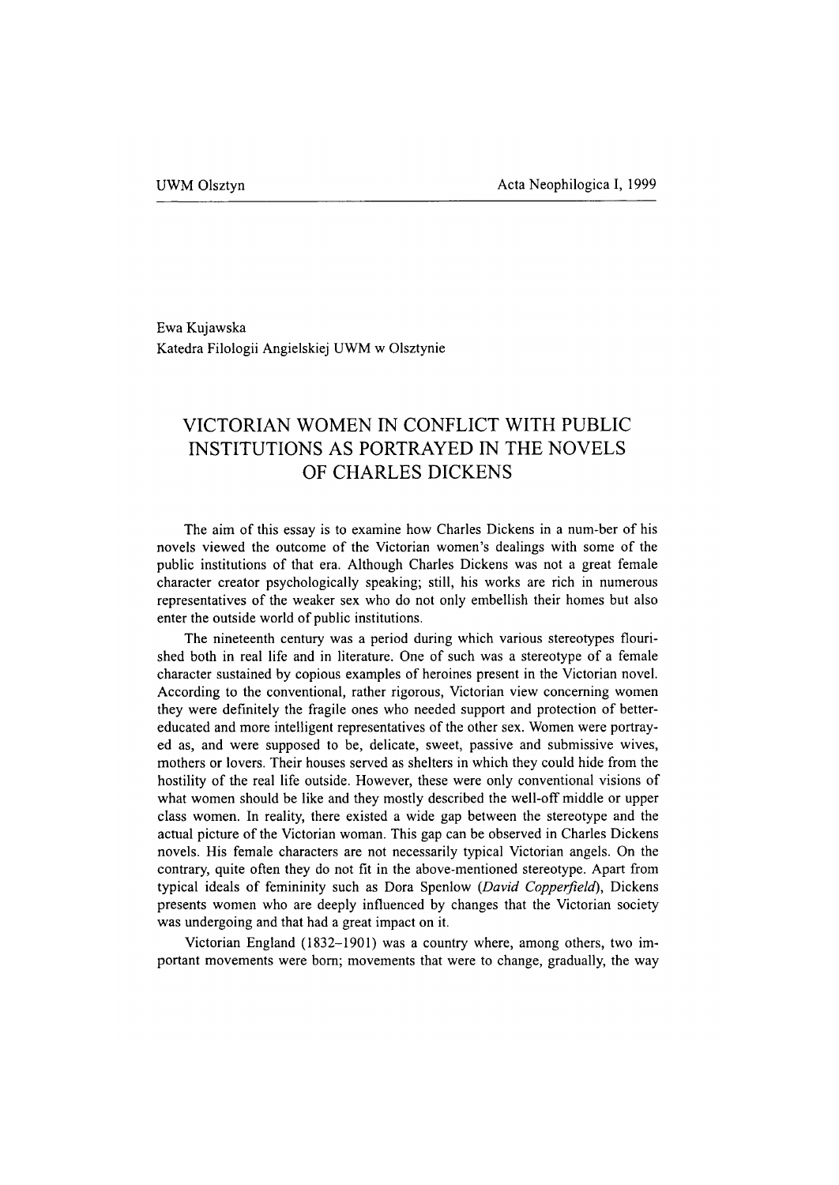Ewa Kujawska
Katedra Filologii Angielskiej UWM w Olsztynie

# VICTORIAN WOMEN IN CONFLICT WITH PUBLIC INSTITUTIONS AS PORTRAYED IN THE NOVELS OF CHARLES DICKENS

The aim of this essay is to examine how Charles Dickens in a num-ber of his novels viewed the outcome of the Victorian women's dealings with some of the public institutions of that era. Although Charles Dickens was not a great female character creator psychologically speaking; still, his works are rich in numerous representatives of the weaker sex who do not only embellish their homes but also enter the outside world of public institutions.

The nineteenth century was a period during which various stereotypes flourished both in real life and in literature. One of such was a stereotype of a female character sustained by copious examples of heroines present in the Victorian novel. According to the conventional, rather rigorous, Victorian view concerning women they were definitely the fragile ones who needed support and protection of better-educated and more intelligent representatives of the other sex. Women were portrayed as, and were supposed to be, delicate, sweet, passive and submissive wives, mothers or lovers. Their houses served as shelters in which they could hide from the hostility of the real life outside. However, these were only conventional visions of what women should be like and they mostly described the well-off middle or upper class women. In reality, there existed a wide gap between the stereotype and the actual picture of the Victorian woman. This gap can be observed in Charles Dickens novels. His female characters are not necessarily typical Victorian angels. On the contrary, quite often they do not fit in the above-mentioned stereotype. Apart from typical ideals of femininity such as Dora Spenlow (*David Copperfield*), Dickens presents women who are deeply influenced by changes that the Victorian society was undergoing and that had a great impact on it.

Victorian England (1832–1901) was a country where, among others, two important movements were born; movements that were to change, gradually, the way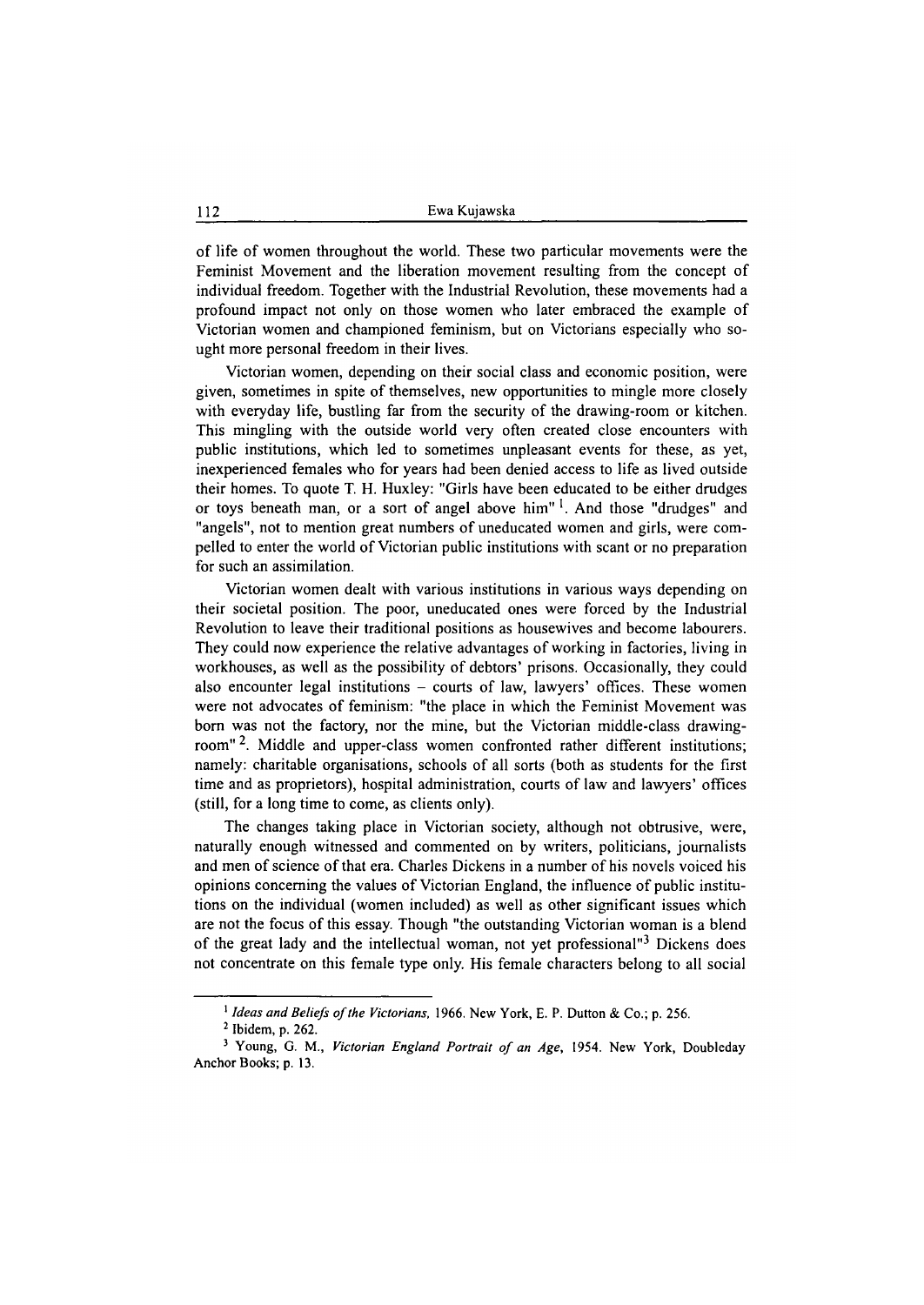of life of women throughout the world. These two particular movements were the Feminist Movement and the liberation movement resulting from the concept of individual freedom. Together with the Industrial Revolution, these movements had a profound impact not only on those women who later embraced the example of Victorian women and championed feminism, but on Victorians especially who sought more personal freedom in their lives.

Victorian women, depending on their social class and economic position, were given, sometimes in spite of themselves, new opportunities to mingle more closely with everyday life, bustling far from the security of the drawing-room or kitchen. This mingling with the outside world very often created close encounters with public institutions, which led to sometimes unpleasant events for these, as yet, inexperienced females who for years had been denied access to life as lived outside their homes. To quote T. H. Huxley: "Girls have been educated to be either drudges or toys beneath man, or a sort of angel above him" [1]. And those "drudges" and "angels", not to mention great numbers of uneducated women and girls, were compelled to enter the world of Victorian public institutions with scant or no preparation for such an assimilation.

Victorian women dealt with various institutions in various ways depending on their societal position. The poor, uneducated ones were forced by the Industrial Revolution to leave their traditional positions as housewives and become labourers. They could now experience the relative advantages of working in factories, living in workhouses, as well as the possibility of debtors' prisons. Occasionally, they could also encounter legal institutions – courts of law, lawyers' offices. These women were not advocates of feminism: "the place in which the Feminist Movement was born was not the factory, nor the mine, but the Victorian middle-class drawing-room" [2]. Middle and upper-class women confronted rather different institutions; namely: charitable organisations, schools of all sorts (both as students for the first time and as proprietors), hospital administration, courts of law and lawyers' offices (still, for a long time to come, as clients only).

The changes taking place in Victorian society, although not obtrusive, were, naturally enough witnessed and commented on by writers, politicians, journalists and men of science of that era. Charles Dickens in a number of his novels voiced his opinions concerning the values of Victorian England, the influence of public institutions on the individual (women included) as well as other significant issues which are not the focus of this essay. Though "the outstanding Victorian woman is a blend of the great lady and the intellectual woman, not yet professional"[3] Dickens does not concentrate on this female type only. His female characters belong to all social

---

[1] *Ideas and Beliefs of the Victorians*, 1966. New York, E. P. Dutton & Co.; p. 256.

[2] Ibidem, p. 262.

[3] Young, G. M., *Victorian England Portrait of an Age*, 1954. New York, Doubleday Anchor Books; p. 13.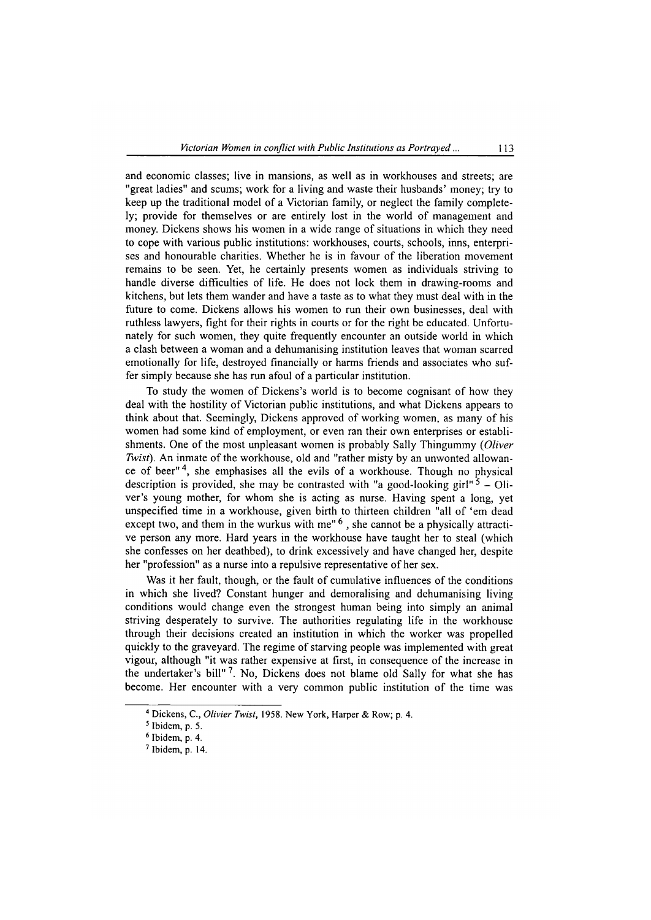and economic classes; live in mansions, as well as in workhouses and streets; are "great ladies" and scums; work for a living and waste their husbands' money; try to keep up the traditional model of a Victorian family, or neglect the family completely; provide for themselves or are entirely lost in the world of management and money. Dickens shows his women in a wide range of situations in which they need to cope with various public institutions: workhouses, courts, schools, inns, enterprises and honourable charities. Whether he is in favour of the liberation movement remains to be seen. Yet, he certainly presents women as individuals striving to handle diverse difficulties of life. He does not lock them in drawing-rooms and kitchens, but lets them wander and have a taste as to what they must deal with in the future to come. Dickens allows his women to run their own businesses, deal with ruthless lawyers, fight for their rights in courts or for the right be educated. Unfortunately for such women, they quite frequently encounter an outside world in which a clash between a woman and a dehumanising institution leaves that woman scarred emotionally for life, destroyed financially or harms friends and associates who suffer simply because she has run afoul of a particular institution.

To study the women of Dickens's world is to become cognisant of how they deal with the hostility of Victorian public institutions, and what Dickens appears to think about that. Seemingly, Dickens approved of working women, as many of his women had some kind of employment, or even ran their own enterprises or establishments. One of the most unpleasant women is probably Sally Thingummy (*Oliver Twist*). An inmate of the workhouse, old and "rather misty by an unwonted allowance of beer"[4], she emphasises all the evils of a workhouse. Though no physical description is provided, she may be contrasted with "a good-looking girl"[5] – Oliver's young mother, for whom she is acting as nurse. Having spent a long, yet unspecified time in a workhouse, given birth to thirteen children "all of 'em dead except two, and them in the wurkus with me"[6], she cannot be a physically attractive person any more. Hard years in the workhouse have taught her to steal (which she confesses on her deathbed), to drink excessively and have changed her, despite her "profession" as a nurse into a repulsive representative of her sex.

Was it her fault, though, or the fault of cumulative influences of the conditions in which she lived? Constant hunger and demoralising and dehumanising living conditions would change even the strongest human being into simply an animal striving desperately to survive. The authorities regulating life in the workhouse through their decisions created an institution in which the worker was propelled quickly to the graveyard. The regime of starving people was implemented with great vigour, although "it was rather expensive at first, in consequence of the increase in the undertaker's bill"[7]. No, Dickens does not blame old Sally for what she has become. Her encounter with a very common public institution of the time was

---

[4] Dickens, C., *Olivier Twist*, 1958. New York, Harper & Row; p. 4.

[5] Ibidem, p. 5.

[6] Ibidem, p. 4.

[7] Ibidem, p. 14.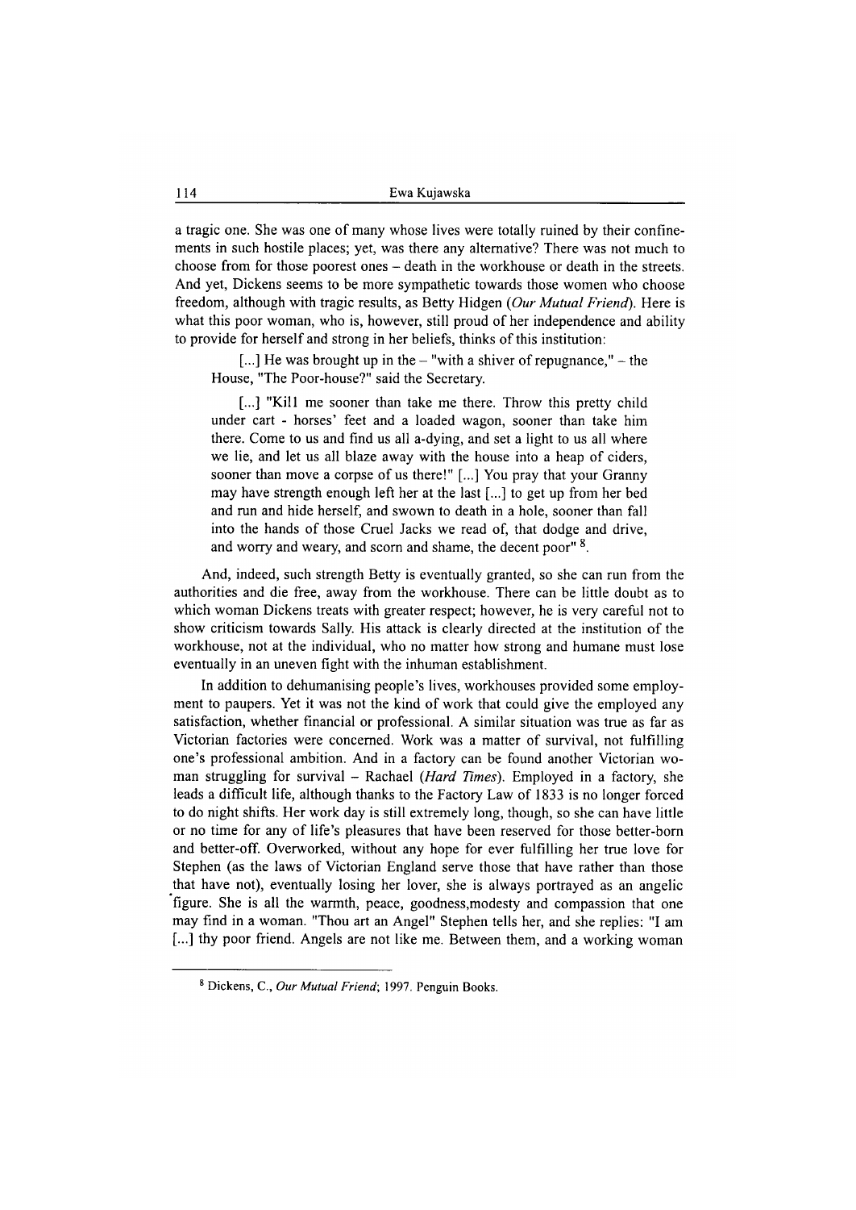a tragic one. She was one of many whose lives were totally ruined by their confinements in such hostile places; yet, was there any alternative? There was not much to choose from for those poorest ones – death in the workhouse or death in the streets. And yet, Dickens seems to be more sympathetic towards those women who choose freedom, although with tragic results, as Betty Hidgen (*Our Mutual Friend*). Here is what this poor woman, who is, however, still proud of her independence and ability to provide for herself and strong in her beliefs, thinks of this institution:

> [...] He was brought up in the – "with a shiver of repugnance," – the House, "The Poor-house?" said the Secretary.
>
> [...] "Kill me sooner than take me there. Throw this pretty child under cart - horses' feet and a loaded wagon, sooner than take him there. Come to us and find us all a-dying, and set a light to us all where we lie, and let us all blaze away with the house into a heap of ciders, sooner than move a corpse of us there!" [...] You pray that your Granny may have strength enough left her at the last [...] to get up from her bed and run and hide herself, and swown to death in a hole, sooner than fall into the hands of those Cruel Jacks we read of, that dodge and drive, and worry and weary, and scorn and shame, the decent poor" [8].

And, indeed, such strength Betty is eventually granted, so she can run from the authorities and die free, away from the workhouse. There can be little doubt as to which woman Dickens treats with greater respect; however, he is very careful not to show criticism towards Sally. His attack is clearly directed at the institution of the workhouse, not at the individual, who no matter how strong and humane must lose eventually in an uneven fight with the inhuman establishment.

In addition to dehumanising people's lives, workhouses provided some employment to paupers. Yet it was not the kind of work that could give the employed any satisfaction, whether financial or professional. A similar situation was true as far as Victorian factories were concerned. Work was a matter of survival, not fulfilling one's professional ambition. And in a factory can be found another Victorian woman struggling for survival – Rachael (*Hard Times*). Employed in a factory, she leads a difficult life, although thanks to the Factory Law of 1833 is no longer forced to do night shifts. Her work day is still extremely long, though, so she can have little or no time for any of life's pleasures that have been reserved for those better-born and better-off. Overworked, without any hope for ever fulfilling her true love for Stephen (as the laws of Victorian England serve those that have rather than those that have not), eventually losing her lover, she is always portrayed as an angelic figure. She is all the warmth, peace, goodness,modesty and compassion that one may find in a woman. "Thou art an Angel" Stephen tells her, and she replies: "I am [...] thy poor friend. Angels are not like me. Between them, and a working woman

---

[8] Dickens, C., *Our Mutual Friend*; 1997. Penguin Books.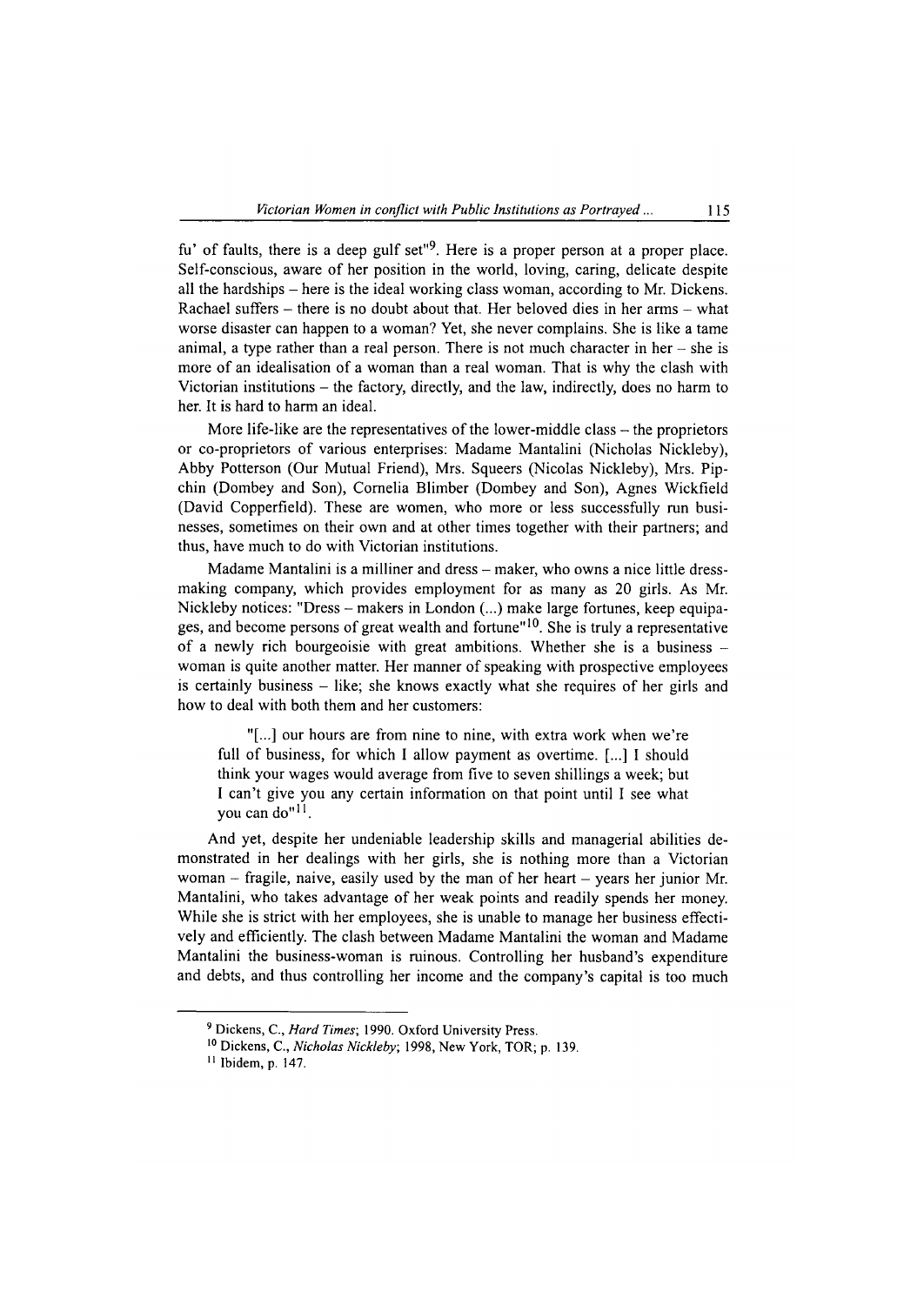fu' of faults, there is a deep gulf set"[9]. Here is a proper person at a proper place. Self-conscious, aware of her position in the world, loving, caring, delicate despite all the hardships – here is the ideal working class woman, according to Mr. Dickens. Rachael suffers – there is no doubt about that. Her beloved dies in her arms – what worse disaster can happen to a woman? Yet, she never complains. She is like a tame animal, a type rather than a real person. There is not much character in her – she is more of an idealisation of a woman than a real woman. That is why the clash with Victorian institutions – the factory, directly, and the law, indirectly, does no harm to her. It is hard to harm an ideal.

More life-like are the representatives of the lower-middle class – the proprietors or co-proprietors of various enterprises: Madame Mantalini (Nicholas Nickleby), Abby Potterson (Our Mutual Friend), Mrs. Squeers (Nicolas Nickleby), Mrs. Pipchin (Dombey and Son), Cornelia Blimber (Dombey and Son), Agnes Wickfield (David Copperfield). These are women, who more or less successfully run businesses, sometimes on their own and at other times together with their partners; and thus, have much to do with Victorian institutions.

Madame Mantalini is a milliner and dress – maker, who owns a nice little dress-making company, which provides employment for as many as 20 girls. As Mr. Nickleby notices: "Dress – makers in London (...) make large fortunes, keep equipages, and become persons of great wealth and fortune"[10]. She is truly a representative of a newly rich bourgeoisie with great ambitions. Whether she is a business – woman is quite another matter. Her manner of speaking with prospective employees is certainly business – like; she knows exactly what she requires of her girls and how to deal with both them and her customers:

> "[...] our hours are from nine to nine, with extra work when we're full of business, for which I allow payment as overtime. [...] I should think your wages would average from five to seven shillings a week; but I can't give you any certain information on that point until I see what you can do"[11].

And yet, despite her undeniable leadership skills and managerial abilities demonstrated in her dealings with her girls, she is nothing more than a Victorian woman – fragile, naive, easily used by the man of her heart – years her junior Mr. Mantalini, who takes advantage of her weak points and readily spends her money. While she is strict with her employees, she is unable to manage her business effectively and efficiently. The clash between Madame Mantalini the woman and Madame Mantalini the business-woman is ruinous. Controlling her husband's expenditure and debts, and thus controlling her income and the company's capital is too much

---

[9] Dickens, C., *Hard Times*; 1990. Oxford University Press.

[10] Dickens, C., *Nicholas Nickleby*; 1998, New York, TOR; p. 139.

[11] Ibidem, p. 147.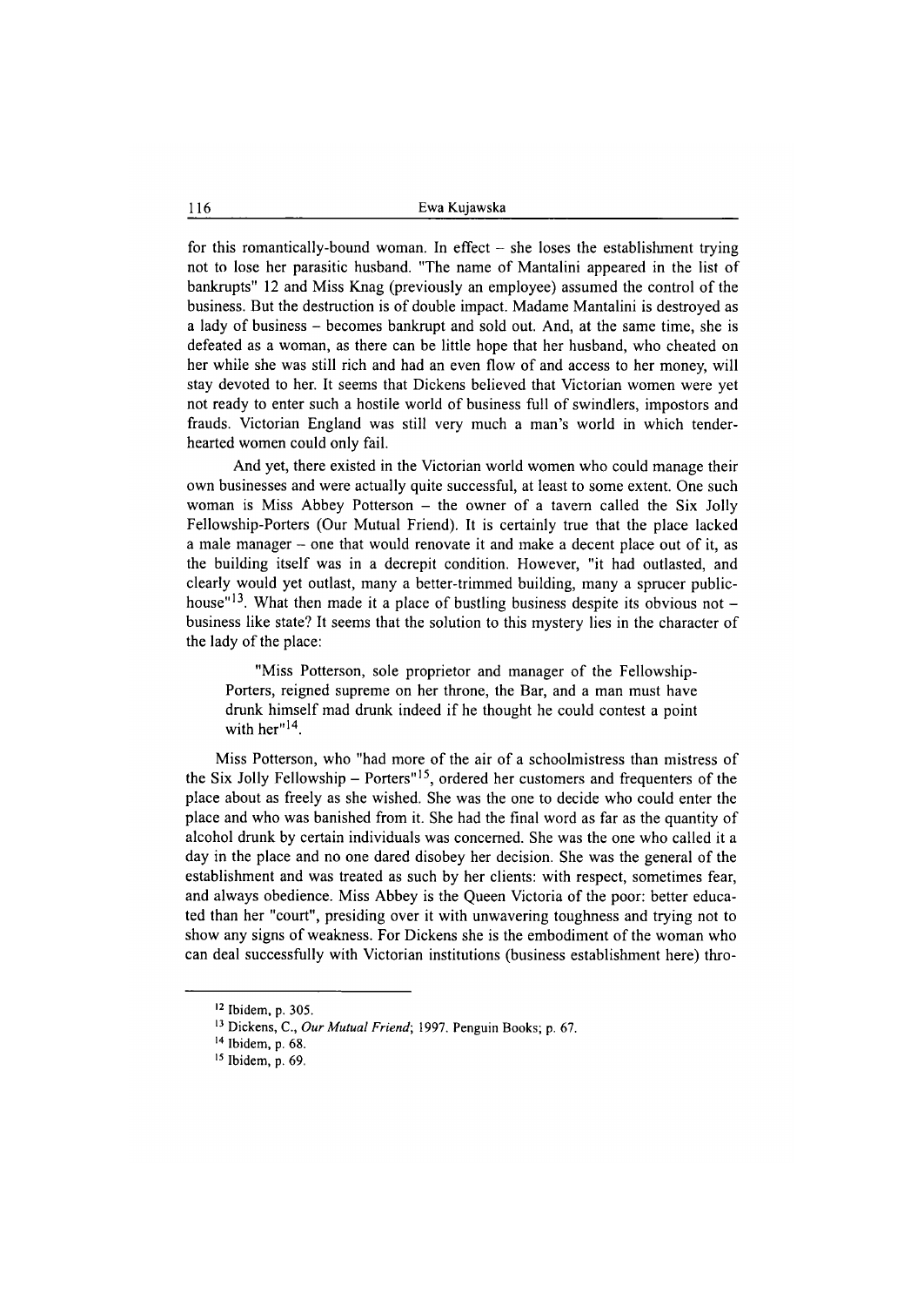for this romantically-bound woman. In effect – she loses the establishment trying not to lose her parasitic husband. "The name of Mantalini appeared in the list of bankrupts" 12 and Miss Knag (previously an employee) assumed the control of the business. But the destruction is of double impact. Madame Mantalini is destroyed as a lady of business – becomes bankrupt and sold out. And, at the same time, she is defeated as a woman, as there can be little hope that her husband, who cheated on her while she was still rich and had an even flow of and access to her money, will stay devoted to her. It seems that Dickens believed that Victorian women were yet not ready to enter such a hostile world of business full of swindlers, impostors and frauds. Victorian England was still very much a man's world in which tender-hearted women could only fail.

And yet, there existed in the Victorian world women who could manage their own businesses and were actually quite successful, at least to some extent. One such woman is Miss Abbey Potterson – the owner of a tavern called the Six Jolly Fellowship-Porters (Our Mutual Friend). It is certainly true that the place lacked a male manager – one that would renovate it and make a decent place out of it, as the building itself was in a decrepit condition. However, "it had outlasted, and clearly would yet outlast, many a better-trimmed building, many a sprucer public-house"[13]. What then made it a place of bustling business despite its obvious not – business like state? It seems that the solution to this mystery lies in the character of the lady of the place:

> "Miss Potterson, sole proprietor and manager of the Fellowship-Porters, reigned supreme on her throne, the Bar, and a man must have drunk himself mad drunk indeed if he thought he could contest a point with her"[14].

Miss Potterson, who "had more of the air of a schoolmistress than mistress of the Six Jolly Fellowship – Porters"[15], ordered her customers and frequenters of the place about as freely as she wished. She was the one to decide who could enter the place and who was banished from it. She had the final word as far as the quantity of alcohol drunk by certain individuals was concerned. She was the one who called it a day in the place and no one dared disobey her decision. She was the general of the establishment and was treated as such by her clients: with respect, sometimes fear, and always obedience. Miss Abbey is the Queen Victoria of the poor: better educated than her "court", presiding over it with unwavering toughness and trying not to show any signs of weakness. For Dickens she is the embodiment of the woman who can deal successfully with Victorian institutions (business establishment here) thro-

---

[12] Ibidem, p. 305.

[13] Dickens, C., *Our Mutual Friend*; 1997. Penguin Books; p. 67.

[14] Ibidem, p. 68.

[15] Ibidem, p. 69.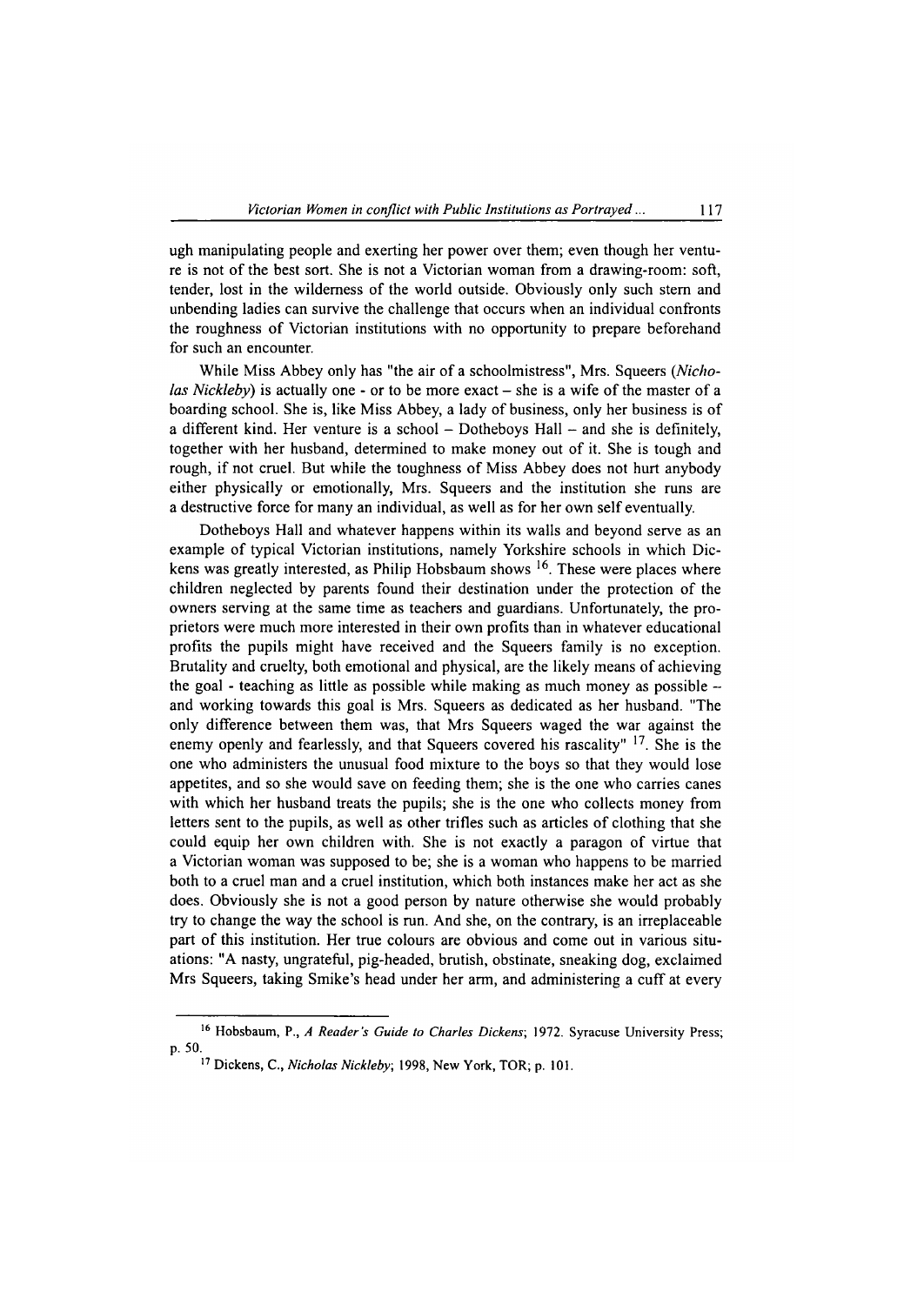ugh manipulating people and exerting her power over them; even though her venture is not of the best sort. She is not a Victorian woman from a drawing-room: soft, tender, lost in the wilderness of the world outside. Obviously only such stern and unbending ladies can survive the challenge that occurs when an individual confronts the roughness of Victorian institutions with no opportunity to prepare beforehand for such an encounter.

While Miss Abbey only has "the air of a schoolmistress", Mrs. Squeers (*Nicholas Nickleby*) is actually one - or to be more exact – she is a wife of the master of a boarding school. She is, like Miss Abbey, a lady of business, only her business is of a different kind. Her venture is a school – Dotheboys Hall – and she is definitely, together with her husband, determined to make money out of it. She is tough and rough, if not cruel. But while the toughness of Miss Abbey does not hurt anybody either physically or emotionally, Mrs. Squeers and the institution she runs are a destructive force for many an individual, as well as for her own self eventually.

Dotheboys Hall and whatever happens within its walls and beyond serve as an example of typical Victorian institutions, namely Yorkshire schools in which Dickens was greatly interested, as Philip Hobsbaum shows [16]. These were places where children neglected by parents found their destination under the protection of the owners serving at the same time as teachers and guardians. Unfortunately, the proprietors were much more interested in their own profits than in whatever educational profits the pupils might have received and the Squeers family is no exception. Brutality and cruelty, both emotional and physical, are the likely means of achieving the goal - teaching as little as possible while making as much money as possible – and working towards this goal is Mrs. Squeers as dedicated as her husband. "The only difference between them was, that Mrs Squeers waged the war against the enemy openly and fearlessly, and that Squeers covered his rascality" [17]. She is the one who administers the unusual food mixture to the boys so that they would lose appetites, and so she would save on feeding them; she is the one who carries canes with which her husband treats the pupils; she is the one who collects money from letters sent to the pupils, as well as other trifles such as articles of clothing that she could equip her own children with. She is not exactly a paragon of virtue that a Victorian woman was supposed to be; she is a woman who happens to be married both to a cruel man and a cruel institution, which both instances make her act as she does. Obviously she is not a good person by nature otherwise she would probably try to change the way the school is run. And she, on the contrary, is an irreplaceable part of this institution. Her true colours are obvious and come out in various situations: "A nasty, ungrateful, pig-headed, brutish, obstinate, sneaking dog, exclaimed Mrs Squeers, taking Smike's head under her arm, and administering a cuff at every

---

[16] Hobsbaum, P., *A Reader's Guide to Charles Dickens*; 1972. Syracuse University Press; p. 50.

[17] Dickens, C., *Nicholas Nickleby*; 1998, New York, TOR; p. 101.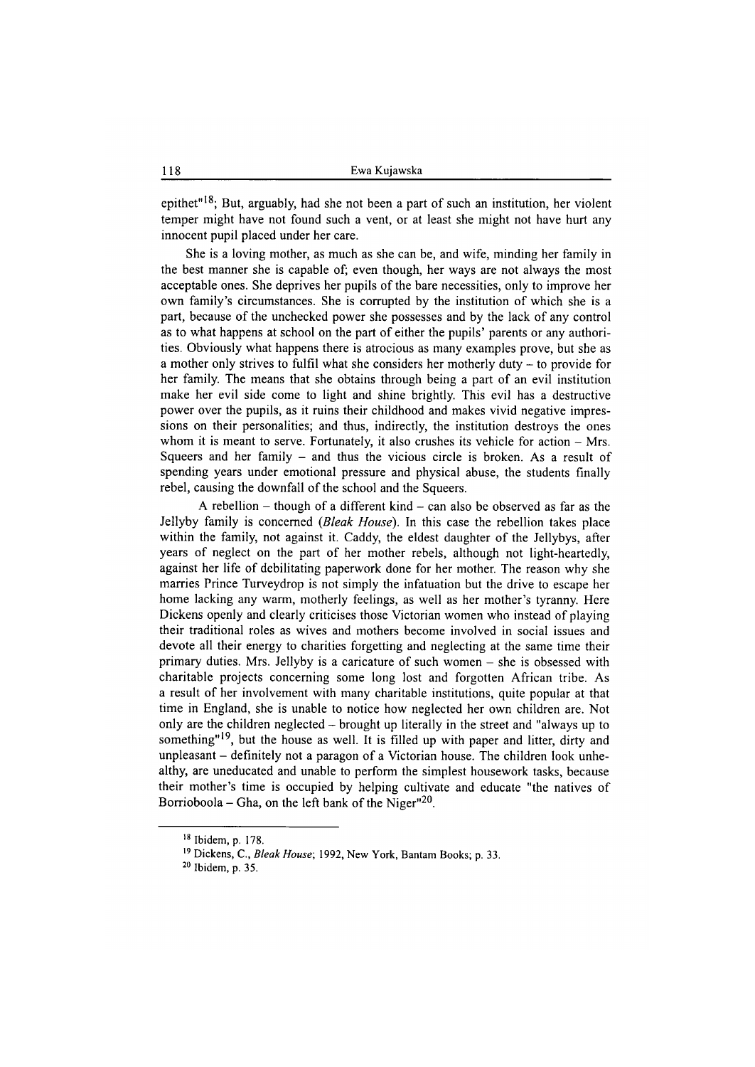epithet"[18]; But, arguably, had she not been a part of such an institution, her violent temper might have not found such a vent, or at least she might not have hurt any innocent pupil placed under her care.

She is a loving mother, as much as she can be, and wife, minding her family in the best manner she is capable of; even though, her ways are not always the most acceptable ones. She deprives her pupils of the bare necessities, only to improve her own family's circumstances. She is corrupted by the institution of which she is a part, because of the unchecked power she possesses and by the lack of any control as to what happens at school on the part of either the pupils' parents or any authorities. Obviously what happens there is atrocious as many examples prove, but she as a mother only strives to fulfil what she considers her motherly duty – to provide for her family. The means that she obtains through being a part of an evil institution make her evil side come to light and shine brightly. This evil has a destructive power over the pupils, as it ruins their childhood and makes vivid negative impressions on their personalities; and thus, indirectly, the institution destroys the ones whom it is meant to serve. Fortunately, it also crushes its vehicle for action – Mrs. Squeers and her family – and thus the vicious circle is broken. As a result of spending years under emotional pressure and physical abuse, the students finally rebel, causing the downfall of the school and the Squeers.

A rebellion – though of a different kind – can also be observed as far as the Jellyby family is concerned (*Bleak House*). In this case the rebellion takes place within the family, not against it. Caddy, the eldest daughter of the Jellybys, after years of neglect on the part of her mother rebels, although not light-heartedly, against her life of debilitating paperwork done for her mother. The reason why she marries Prince Turveydrop is not simply the infatuation but the drive to escape her home lacking any warm, motherly feelings, as well as her mother's tyranny. Here Dickens openly and clearly criticises those Victorian women who instead of playing their traditional roles as wives and mothers become involved in social issues and devote all their energy to charities forgetting and neglecting at the same time their primary duties. Mrs. Jellyby is a caricature of such women – she is obsessed with charitable projects concerning some long lost and forgotten African tribe. As a result of her involvement with many charitable institutions, quite popular at that time in England, she is unable to notice how neglected her own children are. Not only are the children neglected – brought up literally in the street and "always up to something"[19], but the house as well. It is filled up with paper and litter, dirty and unpleasant – definitely not a paragon of a Victorian house. The children look unhealthy, are uneducated and unable to perform the simplest housework tasks, because their mother's time is occupied by helping cultivate and educate "the natives of Borrioboola – Gha, on the left bank of the Niger"[20].

---

[18] Ibidem, p. 178.

[19] Dickens, C., *Bleak House*; 1992, New York, Bantam Books; p. 33.

[20] Ibidem, p. 35.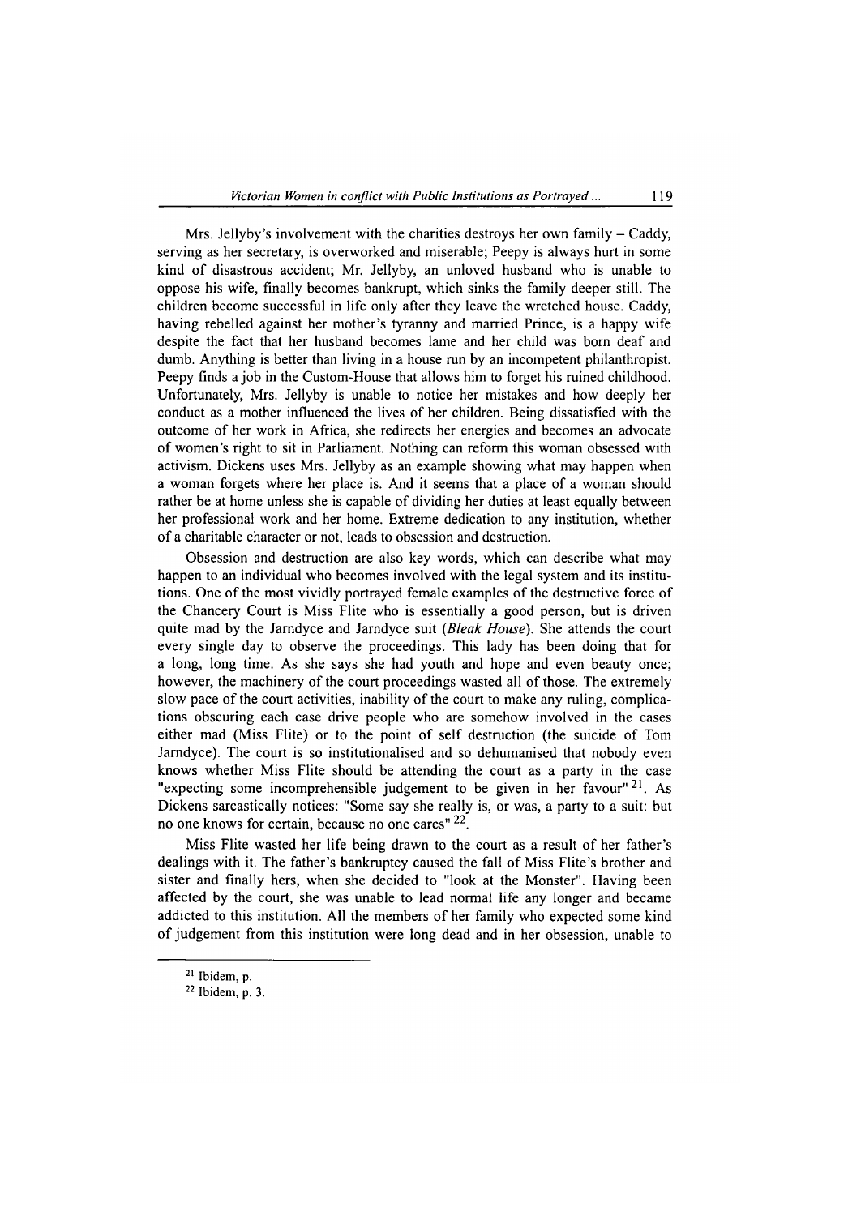Mrs. Jellyby's involvement with the charities destroys her own family – Caddy, serving as her secretary, is overworked and miserable; Peepy is always hurt in some kind of disastrous accident; Mr. Jellyby, an unloved husband who is unable to oppose his wife, finally becomes bankrupt, which sinks the family deeper still. The children become successful in life only after they leave the wretched house. Caddy, having rebelled against her mother's tyranny and married Prince, is a happy wife despite the fact that her husband becomes lame and her child was born deaf and dumb. Anything is better than living in a house run by an incompetent philanthropist. Peepy finds a job in the Custom-House that allows him to forget his ruined childhood. Unfortunately, Mrs. Jellyby is unable to notice her mistakes and how deeply her conduct as a mother influenced the lives of her children. Being dissatisfied with the outcome of her work in Africa, she redirects her energies and becomes an advocate of women's right to sit in Parliament. Nothing can reform this woman obsessed with activism. Dickens uses Mrs. Jellyby as an example showing what may happen when a woman forgets where her place is. And it seems that a place of a woman should rather be at home unless she is capable of dividing her duties at least equally between her professional work and her home. Extreme dedication to any institution, whether of a charitable character or not, leads to obsession and destruction.

Obsession and destruction are also key words, which can describe what may happen to an individual who becomes involved with the legal system and its institutions. One of the most vividly portrayed female examples of the destructive force of the Chancery Court is Miss Flite who is essentially a good person, but is driven quite mad by the Jarndyce and Jarndyce suit (*Bleak House*). She attends the court every single day to observe the proceedings. This lady has been doing that for a long, long time. As she says she had youth and hope and even beauty once; however, the machinery of the court proceedings wasted all of those. The extremely slow pace of the court activities, inability of the court to make any ruling, complications obscuring each case drive people who are somehow involved in the cases either mad (Miss Flite) or to the point of self destruction (the suicide of Tom Jarndyce). The court is so institutionalised and so dehumanised that nobody even knows whether Miss Flite should be attending the court as a party in the case "expecting some incomprehensible judgement to be given in her favour"[21]. As Dickens sarcastically notices: "Some say she really is, or was, a party to a suit: but no one knows for certain, because no one cares"[22].

Miss Flite wasted her life being drawn to the court as a result of her father's dealings with it. The father's bankruptcy caused the fall of Miss Flite's brother and sister and finally hers, when she decided to "look at the Monster". Having been affected by the court, she was unable to lead normal life any longer and became addicted to this institution. All the members of her family who expected some kind of judgement from this institution were long dead and in her obsession, unable to

---

[21] Ibidem, p.

[22] Ibidem, p. 3.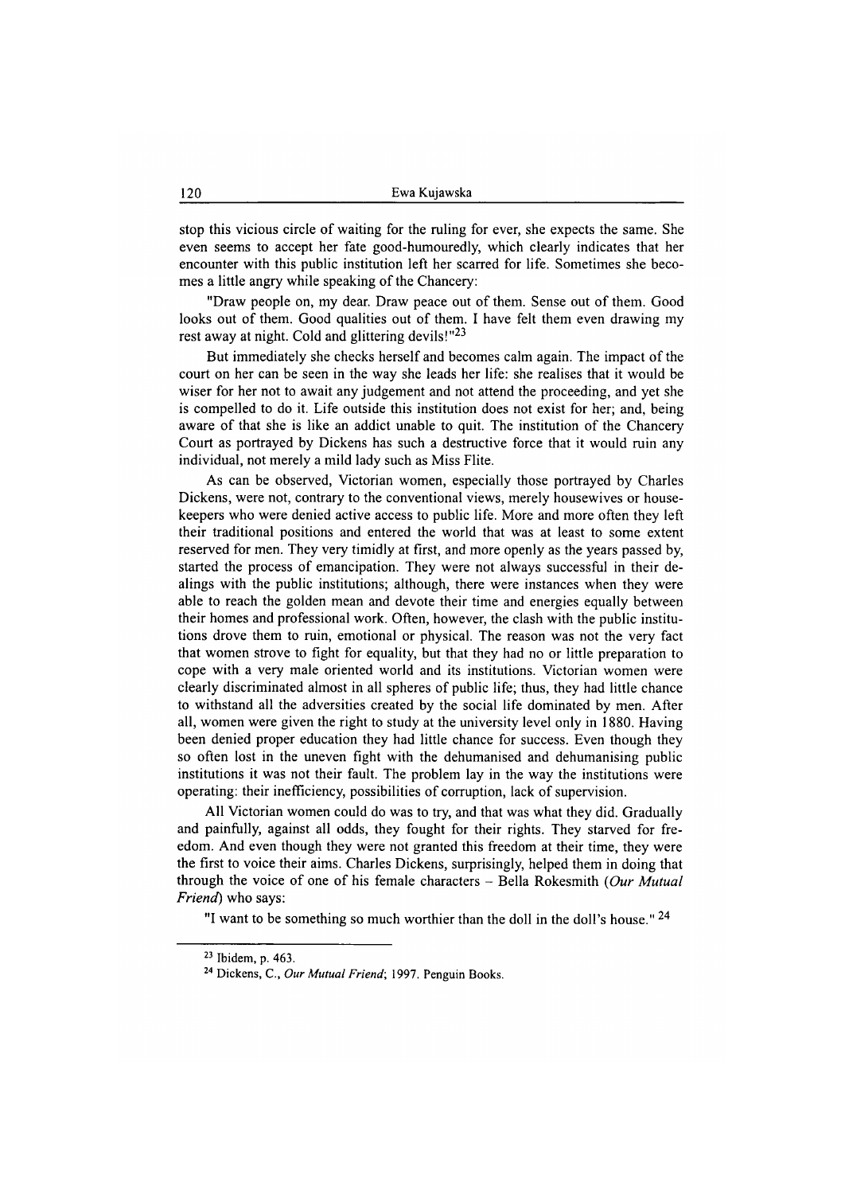stop this vicious circle of waiting for the ruling for ever, she expects the same. She even seems to accept her fate good-humouredly, which clearly indicates that her encounter with this public institution left her scarred for life. Sometimes she becomes a little angry while speaking of the Chancery:

"Draw people on, my dear. Draw peace out of them. Sense out of them. Good looks out of them. Good qualities out of them. I have felt them even drawing my rest away at night. Cold and glittering devils!"[23]

But immediately she checks herself and becomes calm again. The impact of the court on her can be seen in the way she leads her life: she realises that it would be wiser for her not to await any judgement and not attend the proceeding, and yet she is compelled to do it. Life outside this institution does not exist for her; and, being aware of that she is like an addict unable to quit. The institution of the Chancery Court as portrayed by Dickens has such a destructive force that it would ruin any individual, not merely a mild lady such as Miss Flite.

As can be observed, Victorian women, especially those portrayed by Charles Dickens, were not, contrary to the conventional views, merely housewives or housekeepers who were denied active access to public life. More and more often they left their traditional positions and entered the world that was at least to some extent reserved for men. They very timidly at first, and more openly as the years passed by, started the process of emancipation. They were not always successful in their dealings with the public institutions; although, there were instances when they were able to reach the golden mean and devote their time and energies equally between their homes and professional work. Often, however, the clash with the public institutions drove them to ruin, emotional or physical. The reason was not the very fact that women strove to fight for equality, but that they had no or little preparation to cope with a very male oriented world and its institutions. Victorian women were clearly discriminated almost in all spheres of public life; thus, they had little chance to withstand all the adversities created by the social life dominated by men. After all, women were given the right to study at the university level only in 1880. Having been denied proper education they had little chance for success. Even though they so often lost in the uneven fight with the dehumanised and dehumanising public institutions it was not their fault. The problem lay in the way the institutions were operating: their inefficiency, possibilities of corruption, lack of supervision.

All Victorian women could do was to try, and that was what they did. Gradually and painfully, against all odds, they fought for their rights. They starved for freedom. And even though they were not granted this freedom at their time, they were the first to voice their aims. Charles Dickens, surprisingly, helped them in doing that through the voice of one of his female characters – Bella Rokesmith (*Our Mutual Friend*) who says:

"I want to be something so much worthier than the doll in the doll's house." [24]

---

[23] Ibidem, p. 463.

[24] Dickens, C., *Our Mutual Friend*; 1997. Penguin Books.